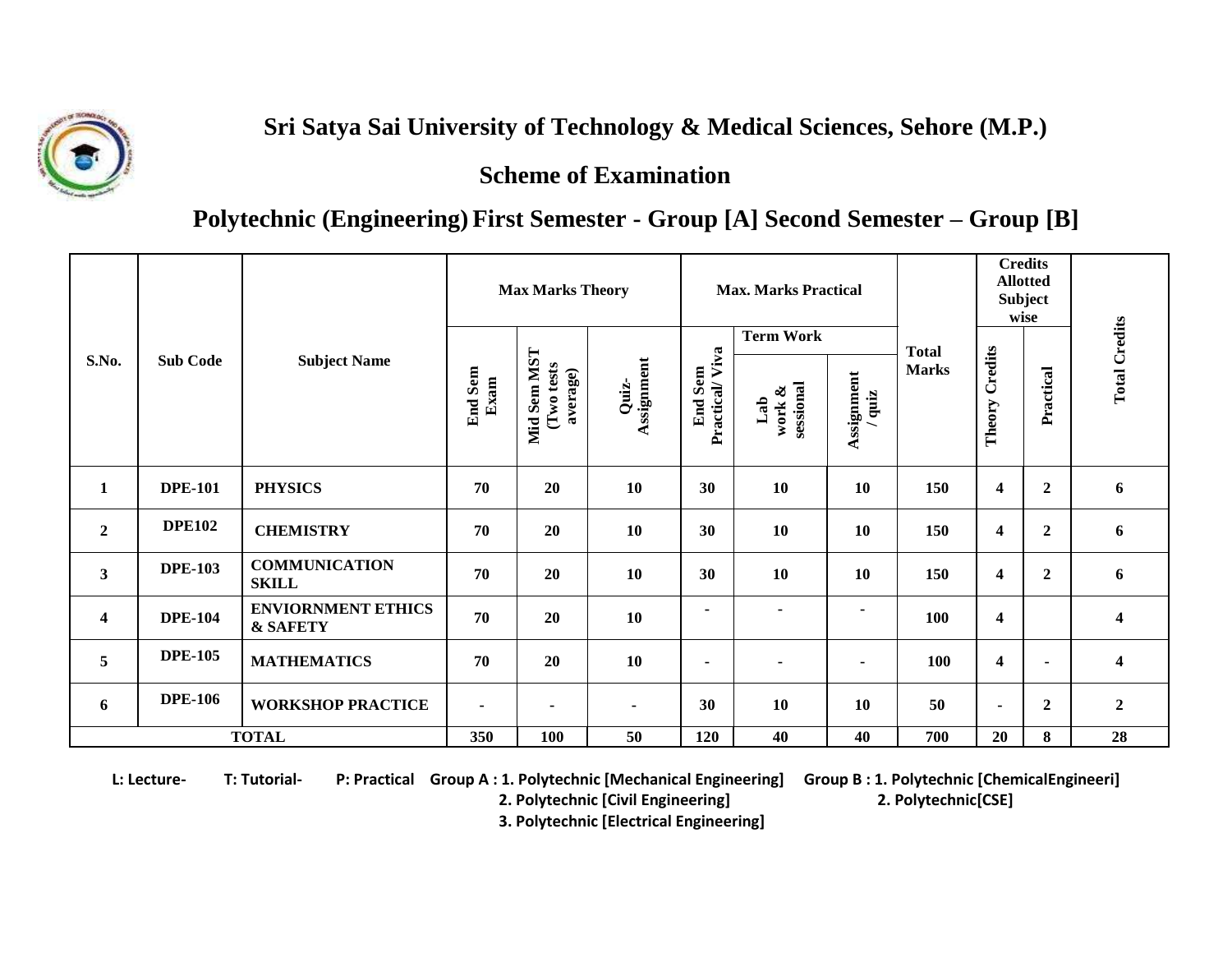# Sri Satya Sai University of Technology & Medical Sciences, Sehore (M.P.)

## Scheme of Examination

## Polytechnic (Engineering) First Semester - Group [A] Second Semester – Group [B]

| S.No. | Sub Code | Subject Name | Max Marks Theory | | | Max. Marks Practical | | | Total Marks | Credits Allotted Subject wise | | Total Credits |
|---|---|---|---|---|---|---|---|---|---|---|---|---|
| | | | | | | | Term Work | | | | | |
| | | | End Sem Exam | Mid Sem MST (Two tests average) | Quiz-Assignment | End Sem Practical/ Viva | Lab work & sessional | Assignment / quiz | | Theory Credits | Practical | |
| 1 | DPE-101 | PHYSICS | 70 | 20 | 10 | 30 | 10 | 10 | 150 | 4 | 2 | 6 |
| 2 | DPE102 | CHEMISTRY | 70 | 20 | 10 | 30 | 10 | 10 | 150 | 4 | 2 | 6 |
| 3 | DPE-103 | COMMUNICATION SKILL | 70 | 20 | 10 | 30 | 10 | 10 | 150 | 4 | 2 | 6 |
| 4 | DPE-104 | ENVIORNMENT ETHICS & SAFETY | 70 | 20 | 10 | - | - | - | 100 | 4 | | 4 |
| 5 | DPE-105 | MATHEMATICS | 70 | 20 | 10 | - | - | - | 100 | 4 | - | 4 |
| 6 | DPE-106 | WORKSHOP PRACTICE | - | - | - | 30 | 10 | 10 | 50 | - | 2 | 2 |
| TOTAL | | | 350 | 100 | 50 | 120 | 40 | 40 | 700 | 20 | 8 | 28 |

**L: Lecture- T: Tutorial- P: Practical**

**Group A :** 1. Polytechnic [Mechanical Engineering]
2. Polytechnic [Civil Engineering]
3. Polytechnic [Electrical Engineering]

**Group B :** 1. Polytechnic [ChemicalEngineeri]
2. Polytechnic[CSE]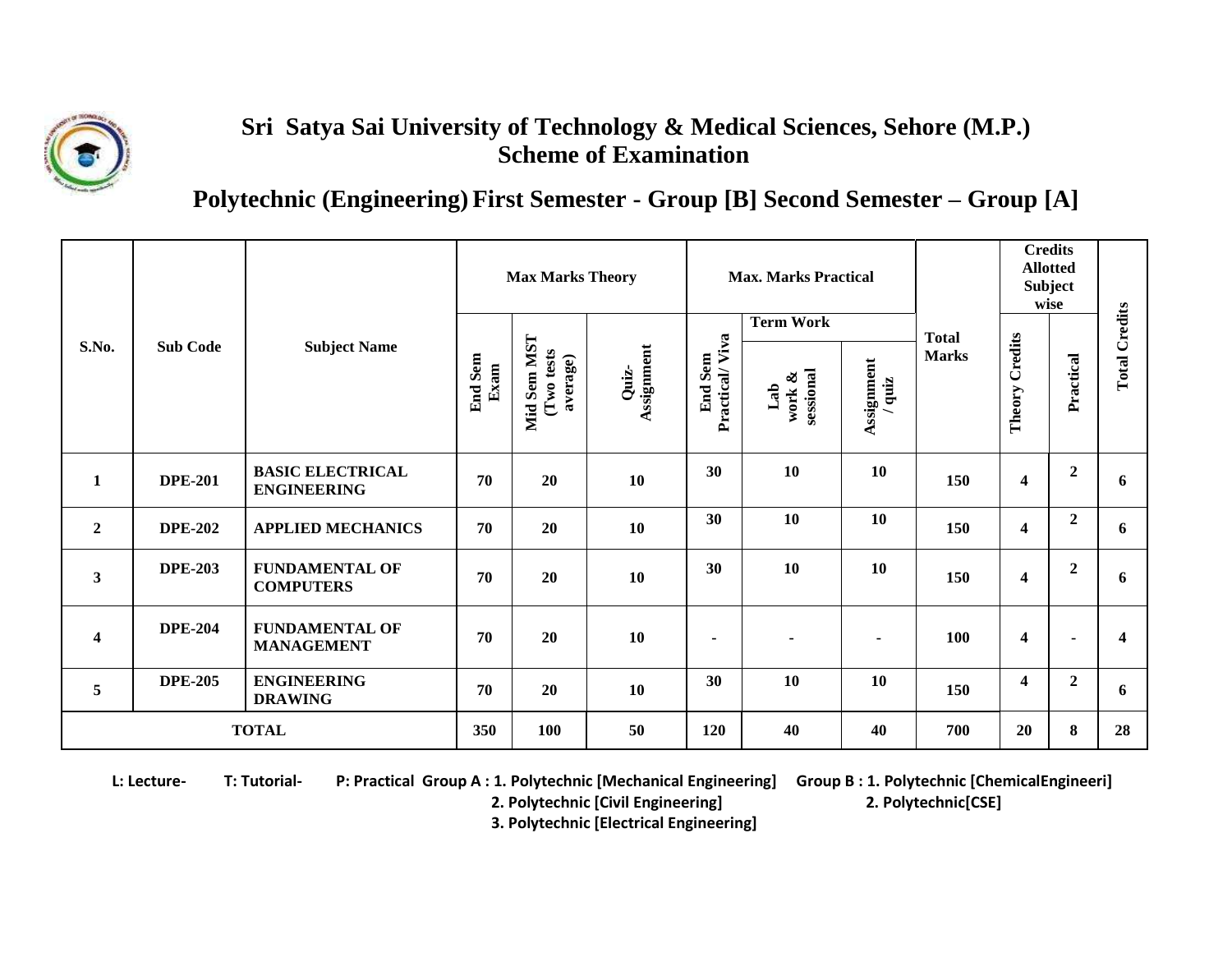# Sri Satya Sai University of Technology & Medical Sciences, Sehore (M.P.)

## Scheme of Examination

## Polytechnic (Engineering) First Semester - Group [B] Second Semester – Group [A]

| S.No. | Sub Code | Subject Name | Max Marks Theory | | | Max. Marks Practical | | | Total Marks | Credits Allotted Subject wise | | Total Credits |
|---|---|---|---|---|---|---|---|---|---|---|---|---|
| | | | End Sem Exam | Mid Sem MST (Two tests average) | Quiz-Assignment | End Sem Practical/ Viva | Term Work: Lab work & sessional | Term Work: Assignment / quiz | | Theory Credits | Practical | |
| 1 | DPE-201 | BASIC ELECTRICAL ENGINEERING | 70 | 20 | 10 | 30 | 10 | 10 | 150 | 4 | 2 | 6 |
| 2 | DPE-202 | APPLIED MECHANICS | 70 | 20 | 10 | 30 | 10 | 10 | 150 | 4 | 2 | 6 |
| 3 | DPE-203 | FUNDAMENTAL OF COMPUTERS | 70 | 20 | 10 | 30 | 10 | 10 | 150 | 4 | 2 | 6 |
| 4 | DPE-204 | FUNDAMENTAL OF MANAGEMENT | 70 | 20 | 10 | - | - | - | 100 | 4 | - | 4 |
| 5 | DPE-205 | ENGINEERING DRAWING | 70 | 20 | 10 | 30 | 10 | 10 | 150 | 4 | 2 | 6 |
| TOTAL | | | 350 | 100 | 50 | 120 | 40 | 40 | 700 | 20 | 8 | 28 |

L: Lecture- T: Tutorial- P: Practical

Group A : 1. Polytechnic [Mechanical Engineering]
2. Polytechnic [Civil Engineering]
3. Polytechnic [Electrical Engineering]

Group B : 1. Polytechnic [ChemicalEngineeri]
2. Polytechnic[CSE]